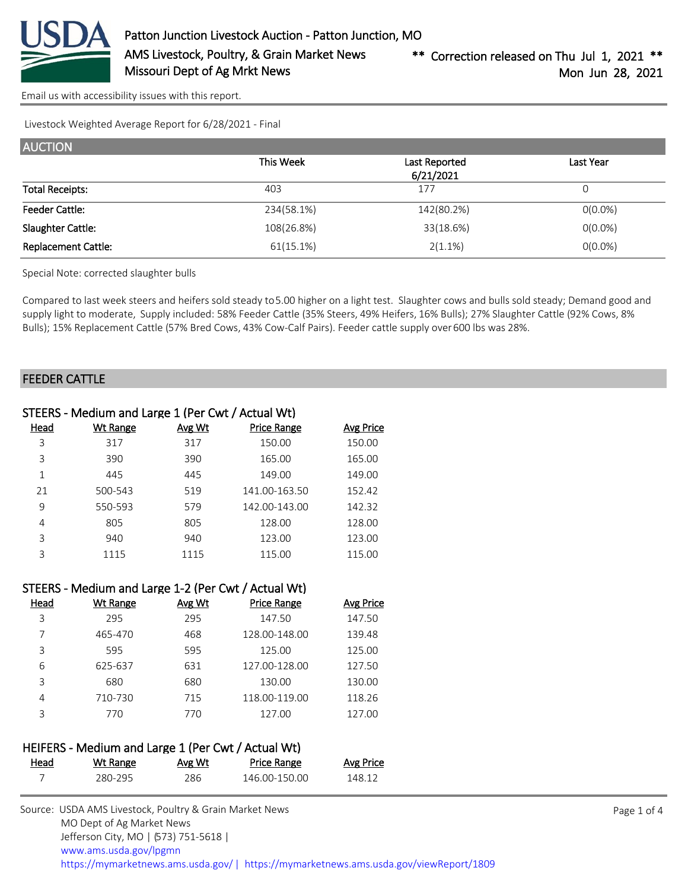# Patton Junction Livestock Auction - Patton Junction, MO

AMS Livestock, Poultry, & Grain Market News
Missouri Dept of Ag Mrkt News

\*\* Correction released on Thu Jul 1, 2021 \*\*
Mon Jun 28, 2021

Email us with accessibility issues with this report.

Livestock Weighted Average Report for 6/28/2021 - Final

## AUCTION

| | This Week | Last Reported 6/21/2021 | Last Year |
|---|---|---|---|
| Total Receipts: | 403 | 177 | 0 |
| Feeder Cattle: | 234(58.1%) | 142(80.2%) | 0(0.0%) |
| Slaughter Cattle: | 108(26.8%) | 33(18.6%) | 0(0.0%) |
| Replacement Cattle: | 61(15.1%) | 2(1.1%) | 0(0.0%) |

Special Note: corrected slaughter bulls

Compared to last week steers and heifers sold steady to 5.00 higher on a light test. Slaughter cows and bulls sold steady; Demand good and supply light to moderate, Supply included: 58% Feeder Cattle (35% Steers, 49% Heifers, 16% Bulls); 27% Slaughter Cattle (92% Cows, 8% Bulls); 15% Replacement Cattle (57% Bred Cows, 43% Cow-Calf Pairs). Feeder cattle supply over 600 lbs was 28%.

## FEEDER CATTLE

### STEERS - Medium and Large 1 (Per Cwt / Actual Wt)

| Head | Wt Range | Avg Wt | Price Range | Avg Price |
|---|---|---|---|---|
| 3 | 317 | 317 | 150.00 | 150.00 |
| 3 | 390 | 390 | 165.00 | 165.00 |
| 1 | 445 | 445 | 149.00 | 149.00 |
| 21 | 500-543 | 519 | 141.00-163.50 | 152.42 |
| 9 | 550-593 | 579 | 142.00-143.00 | 142.32 |
| 4 | 805 | 805 | 128.00 | 128.00 |
| 3 | 940 | 940 | 123.00 | 123.00 |
| 3 | 1115 | 1115 | 115.00 | 115.00 |

### STEERS - Medium and Large 1-2 (Per Cwt / Actual Wt)

| Head | Wt Range | Avg Wt | Price Range | Avg Price |
|---|---|---|---|---|
| 3 | 295 | 295 | 147.50 | 147.50 |
| 7 | 465-470 | 468 | 128.00-148.00 | 139.48 |
| 3 | 595 | 595 | 125.00 | 125.00 |
| 6 | 625-637 | 631 | 127.00-128.00 | 127.50 |
| 3 | 680 | 680 | 130.00 | 130.00 |
| 4 | 710-730 | 715 | 118.00-119.00 | 118.26 |
| 3 | 770 | 770 | 127.00 | 127.00 |

### HEIFERS - Medium and Large 1 (Per Cwt / Actual Wt)

| Head | Wt Range | Avg Wt | Price Range | Avg Price |
|---|---|---|---|---|
| 7 | 280-295 | 286 | 146.00-150.00 | 148.12 |

Source: USDA AMS Livestock, Poultry & Grain Market News
MO Dept of Ag Market News
Jefferson City, MO | (573) 751-5618 |
www.ams.usda.gov/lpgmn
https://mymarketnews.ams.usda.gov/ | https://mymarketnews.ams.usda.gov/viewReport/1809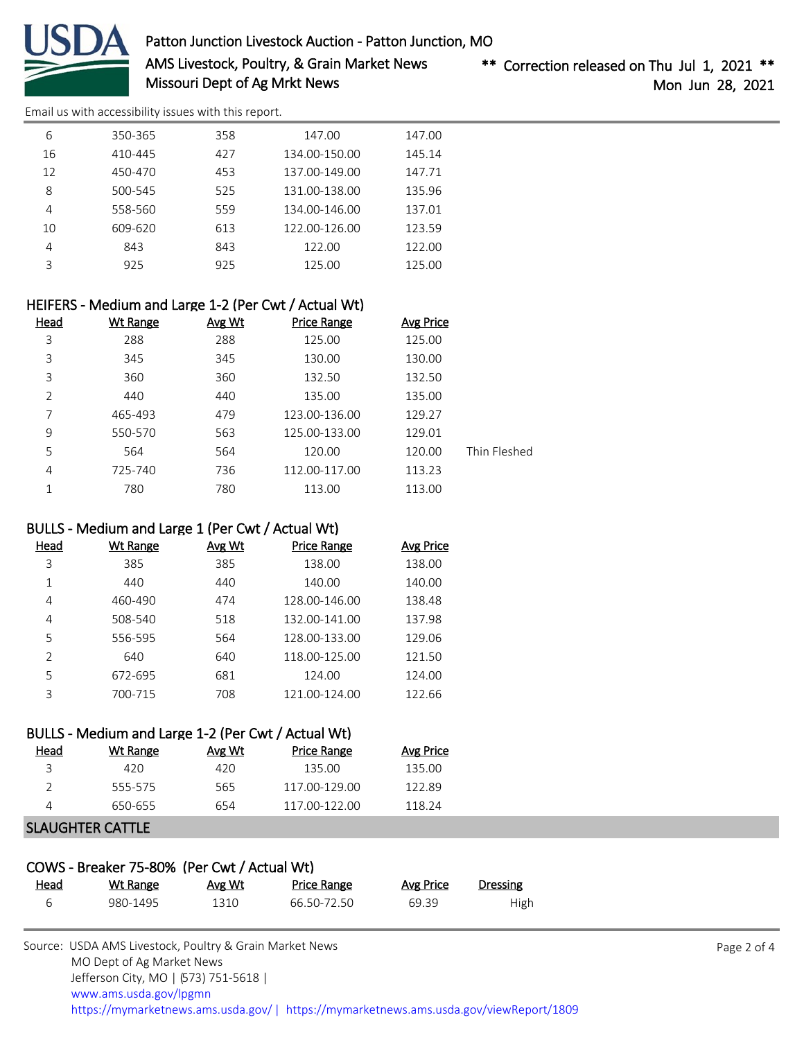| Head | Wt Range | Avg Wt | Price Range | Avg Price |
|---|---|---|---|---|
| 6 | 350-365 | 358 | 147.00 | 147.00 |
| 16 | 410-445 | 427 | 134.00-150.00 | 145.14 |
| 12 | 450-470 | 453 | 137.00-149.00 | 147.71 |
| 8 | 500-545 | 525 | 131.00-138.00 | 135.96 |
| 4 | 558-560 | 559 | 134.00-146.00 | 137.01 |
| 10 | 609-620 | 613 | 122.00-126.00 | 123.59 |
| 4 | 843 | 843 | 122.00 | 122.00 |
| 3 | 925 | 925 | 125.00 | 125.00 |

### HEIFERS - Medium and Large 1-2 (Per Cwt / Actual Wt)

| Head | Wt Range | Avg Wt | Price Range | Avg Price | |
|---|---|---|---|---|---|
| 3 | 288 | 288 | 125.00 | 125.00 | |
| 3 | 345 | 345 | 130.00 | 130.00 | |
| 3 | 360 | 360 | 132.50 | 132.50 | |
| 2 | 440 | 440 | 135.00 | 135.00 | |
| 7 | 465-493 | 479 | 123.00-136.00 | 129.27 | |
| 9 | 550-570 | 563 | 125.00-133.00 | 129.01 | |
| 5 | 564 | 564 | 120.00 | 120.00 | Thin Fleshed |
| 4 | 725-740 | 736 | 112.00-117.00 | 113.23 | |
| 1 | 780 | 780 | 113.00 | 113.00 | |

### BULLS - Medium and Large 1 (Per Cwt / Actual Wt)

| Head | Wt Range | Avg Wt | Price Range | Avg Price |
|---|---|---|---|---|
| 3 | 385 | 385 | 138.00 | 138.00 |
| 1 | 440 | 440 | 140.00 | 140.00 |
| 4 | 460-490 | 474 | 128.00-146.00 | 138.48 |
| 4 | 508-540 | 518 | 132.00-141.00 | 137.98 |
| 5 | 556-595 | 564 | 128.00-133.00 | 129.06 |
| 2 | 640 | 640 | 118.00-125.00 | 121.50 |
| 5 | 672-695 | 681 | 124.00 | 124.00 |
| 3 | 700-715 | 708 | 121.00-124.00 | 122.66 |

### BULLS - Medium and Large 1-2 (Per Cwt / Actual Wt)

| Head | Wt Range | Avg Wt | Price Range | Avg Price |
|---|---|---|---|---|
| 3 | 420 | 420 | 135.00 | 135.00 |
| 2 | 555-575 | 565 | 117.00-129.00 | 122.89 |
| 4 | 650-655 | 654 | 117.00-122.00 | 118.24 |

## SLAUGHTER CATTLE

### COWS - Breaker 75-80% (Per Cwt / Actual Wt)

| Head | Wt Range | Avg Wt | Price Range | Avg Price | Dressing |
|---|---|---|---|---|---|
| 6 | 980-1495 | 1310 | 66.50-72.50 | 69.39 | High |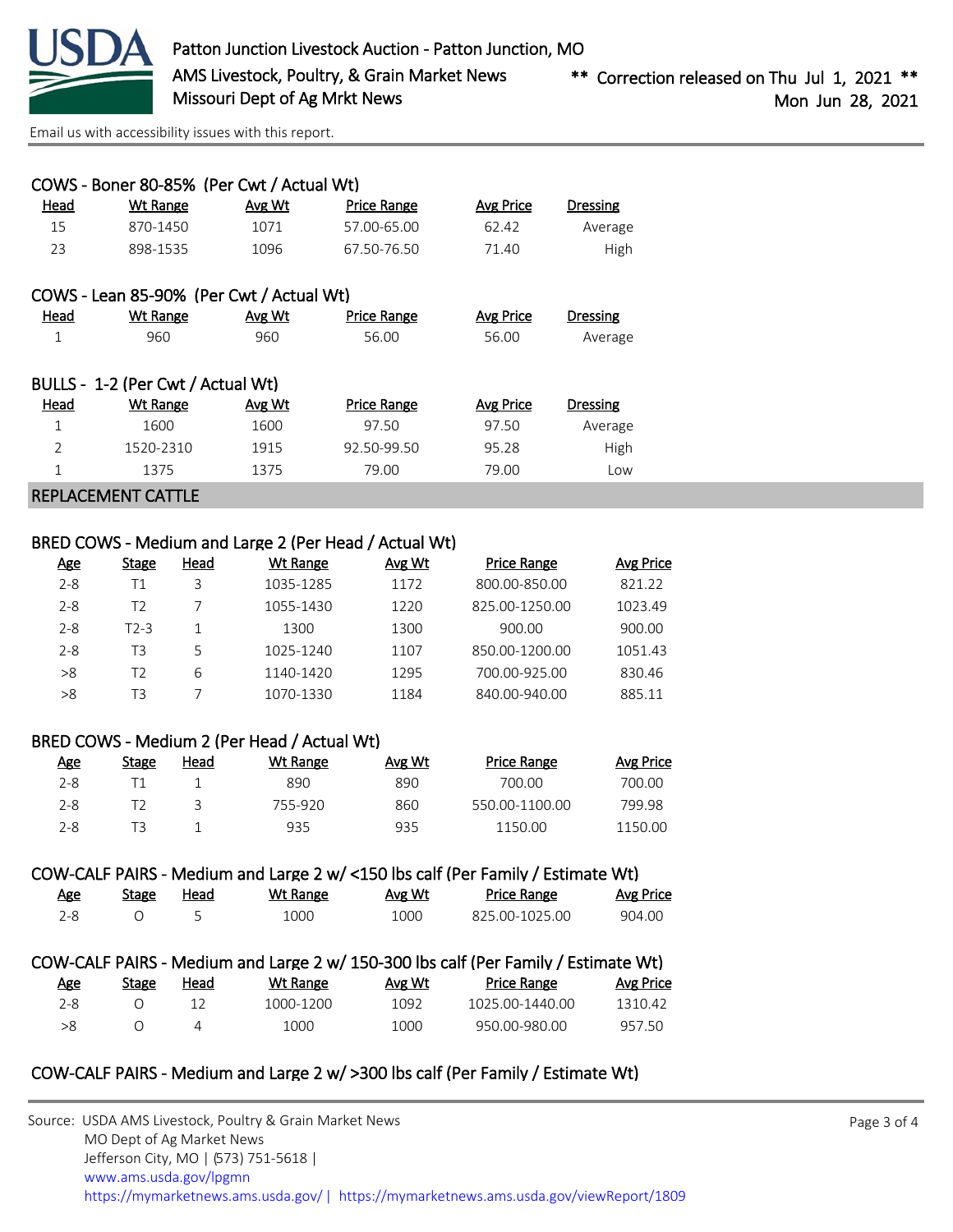### COWS - Boner 80-85% (Per Cwt / Actual Wt)

| Head | Wt Range | Avg Wt | Price Range | Avg Price | Dressing |
|---|---|---|---|---|---|
| 15 | 870-1450 | 1071 | 57.00-65.00 | 62.42 | Average |
| 23 | 898-1535 | 1096 | 67.50-76.50 | 71.40 | High |

### COWS - Lean 85-90% (Per Cwt / Actual Wt)

| Head | Wt Range | Avg Wt | Price Range | Avg Price | Dressing |
|---|---|---|---|---|---|
| 1 | 960 | 960 | 56.00 | 56.00 | Average |

### BULLS - 1-2 (Per Cwt / Actual Wt)

| Head | Wt Range | Avg Wt | Price Range | Avg Price | Dressing |
|---|---|---|---|---|---|
| 1 | 1600 | 1600 | 97.50 | 97.50 | Average |
| 2 | 1520-2310 | 1915 | 92.50-99.50 | 95.28 | High |
| 1 | 1375 | 1375 | 79.00 | 79.00 | Low |

## REPLACEMENT CATTLE

### BRED COWS - Medium and Large 2 (Per Head / Actual Wt)

| Age | Stage | Head | Wt Range | Avg Wt | Price Range | Avg Price |
|---|---|---|---|---|---|---|
| 2-8 | T1 | 3 | 1035-1285 | 1172 | 800.00-850.00 | 821.22 |
| 2-8 | T2 | 7 | 1055-1430 | 1220 | 825.00-1250.00 | 1023.49 |
| 2-8 | T2-3 | 1 | 1300 | 1300 | 900.00 | 900.00 |
| 2-8 | T3 | 5 | 1025-1240 | 1107 | 850.00-1200.00 | 1051.43 |
| >8 | T2 | 6 | 1140-1420 | 1295 | 700.00-925.00 | 830.46 |
| >8 | T3 | 7 | 1070-1330 | 1184 | 840.00-940.00 | 885.11 |

### BRED COWS - Medium 2 (Per Head / Actual Wt)

| Age | Stage | Head | Wt Range | Avg Wt | Price Range | Avg Price |
|---|---|---|---|---|---|---|
| 2-8 | T1 | 1 | 890 | 890 | 700.00 | 700.00 |
| 2-8 | T2 | 3 | 755-920 | 860 | 550.00-1100.00 | 799.98 |
| 2-8 | T3 | 1 | 935 | 935 | 1150.00 | 1150.00 |

### COW-CALF PAIRS - Medium and Large 2 w/ <150 lbs calf (Per Family / Estimate Wt)

| Age | Stage | Head | Wt Range | Avg Wt | Price Range | Avg Price |
|---|---|---|---|---|---|---|
| 2-8 | O | 5 | 1000 | 1000 | 825.00-1025.00 | 904.00 |

### COW-CALF PAIRS - Medium and Large 2 w/ 150-300 lbs calf (Per Family / Estimate Wt)

| Age | Stage | Head | Wt Range | Avg Wt | Price Range | Avg Price |
|---|---|---|---|---|---|---|
| 2-8 | O | 12 | 1000-1200 | 1092 | 1025.00-1440.00 | 1310.42 |
| >8 | O | 4 | 1000 | 1000 | 950.00-980.00 | 957.50 |

### COW-CALF PAIRS - Medium and Large 2 w/ >300 lbs calf (Per Family / Estimate Wt)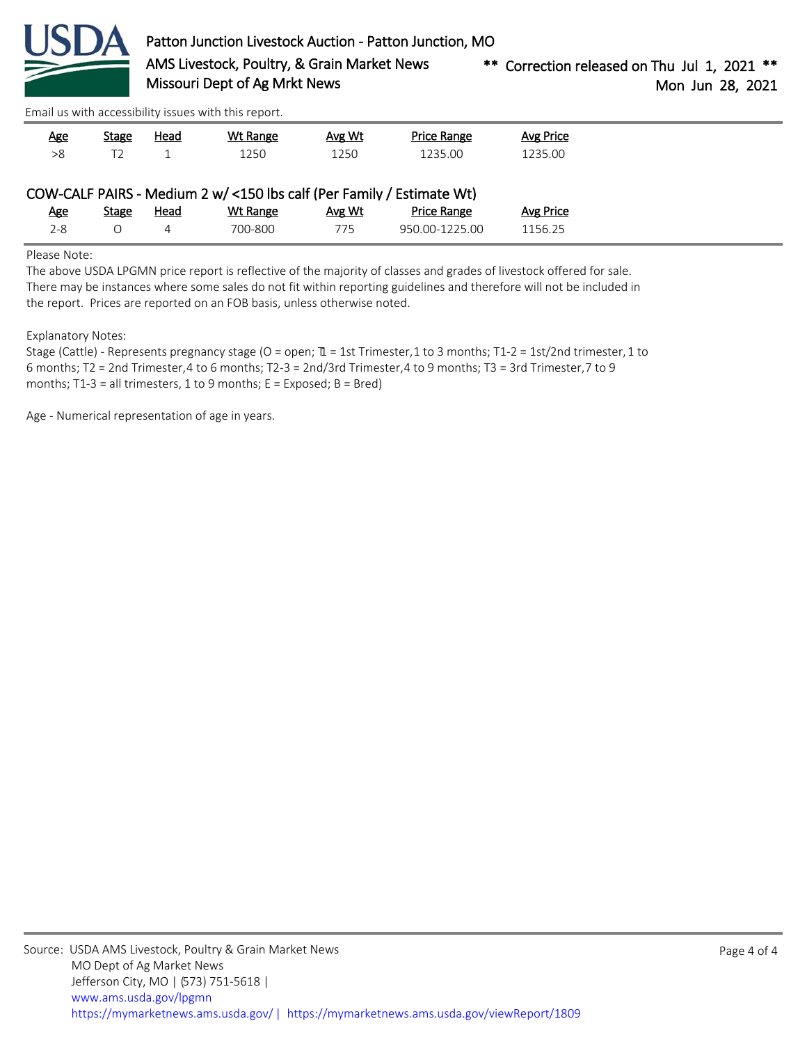| Age | Stage | Head | Wt Range | Avg Wt | Price Range | Avg Price |
|---|---|---|---|---|---|---|
| >8 | T2 | 1 | 1250 | 1250 | 1235.00 | 1235.00 |

### COW-CALF PAIRS - Medium 2 w/ <150 lbs calf (Per Family / Estimate Wt)

| Age | Stage | Head | Wt Range | Avg Wt | Price Range | Avg Price |
|---|---|---|---|---|---|---|
| 2-8 | O | 4 | 700-800 | 775 | 950.00-1225.00 | 1156.25 |

Please Note:

The above USDA LPGMN price report is reflective of the majority of classes and grades of livestock offered for sale. There may be instances where some sales do not fit within reporting guidelines and therefore will not be included in the report. Prices are reported on an FOB basis, unless otherwise noted.

Explanatory Notes:

Stage (Cattle) - Represents pregnancy stage (O = open; T1 = 1st Trimester,1 to 3 months; T1-2 = 1st/2nd trimester, 1 to 6 months; T2 = 2nd Trimester,4 to 6 months; T2-3 = 2nd/3rd Trimester,4 to 9 months; T3 = 3rd Trimester,7 to 9 months; T1-3 = all trimesters, 1 to 9 months; E = Exposed; B = Bred)

Age - Numerical representation of age in years.

Source: USDA AMS Livestock, Poultry & Grain Market News
MO Dept of Ag Market News
Jefferson City, MO | (573) 751-5618 |
www.ams.usda.gov/lpgmn
https://mymarketnews.ams.usda.gov/ | https://mymarketnews.ams.usda.gov/viewReport/1809